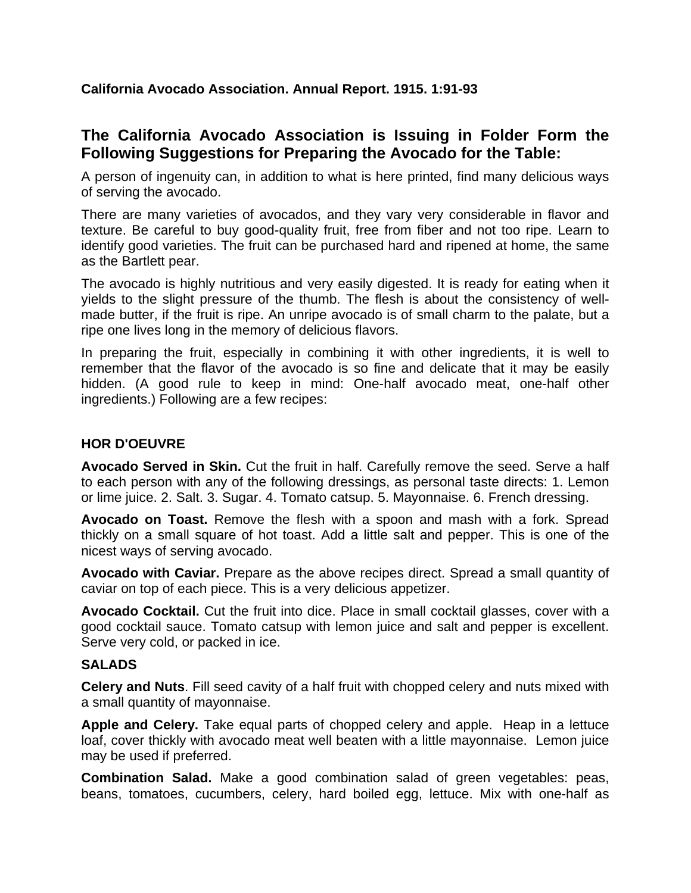**California Avocado Association. Annual Report. 1915. 1:91-93**

## The California Avocado Association is Issuing in Folder Form the Following Suggestions for Preparing the Avocado for the Table:

A person of ingenuity can, in addition to what is here printed, find many delicious ways of serving the avocado.

There are many varieties of avocados, and they vary very considerable in flavor and texture. Be careful to buy good-quality fruit, free from fiber and not too ripe. Learn to identify good varieties. The fruit can be purchased hard and ripened at home, the same as the Bartlett pear.

The avocado is highly nutritious and very easily digested. It is ready for eating when it yields to the slight pressure of the thumb. The flesh is about the consistency of well-made butter, if the fruit is ripe. An unripe avocado is of small charm to the palate, but a ripe one lives long in the memory of delicious flavors.

In preparing the fruit, especially in combining it with other ingredients, it is well to remember that the flavor of the avocado is so fine and delicate that it may be easily hidden. (A good rule to keep in mind: One-half avocado meat, one-half other ingredients.) Following are a few recipes:

### HOR D'OEUVRE

**Avocado Served in Skin.** Cut the fruit in half. Carefully remove the seed. Serve a half to each person with any of the following dressings, as personal taste directs: 1. Lemon or lime juice. 2. Salt. 3. Sugar. 4. Tomato catsup. 5. Mayonnaise. 6. French dressing.

**Avocado on Toast.** Remove the flesh with a spoon and mash with a fork. Spread thickly on a small square of hot toast. Add a little salt and pepper. This is one of the nicest ways of serving avocado.

**Avocado with Caviar.** Prepare as the above recipes direct. Spread a small quantity of caviar on top of each piece. This is a very delicious appetizer.

**Avocado Cocktail.** Cut the fruit into dice. Place in small cocktail glasses, cover with a good cocktail sauce. Tomato catsup with lemon juice and salt and pepper is excellent. Serve very cold, or packed in ice.

### SALADS

**Celery and Nuts**. Fill seed cavity of a half fruit with chopped celery and nuts mixed with a small quantity of mayonnaise.

**Apple and Celery.** Take equal parts of chopped celery and apple. Heap in a lettuce loaf, cover thickly with avocado meat well beaten with a little mayonnaise. Lemon juice may be used if preferred.

**Combination Salad.** Make a good combination salad of green vegetables: peas, beans, tomatoes, cucumbers, celery, hard boiled egg, lettuce. Mix with one-half as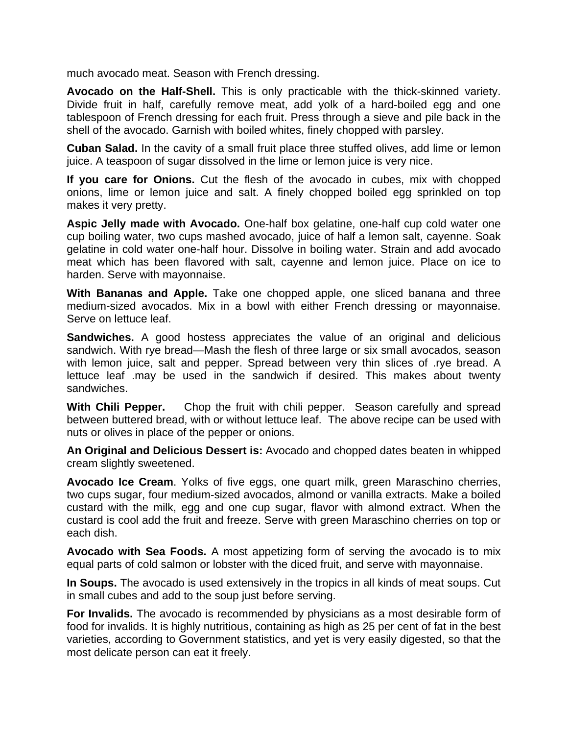much avocado meat. Season with French dressing.

**Avocado on the Half-Shell.** This is only practicable with the thick-skinned variety. Divide fruit in half, carefully remove meat, add yolk of a hard-boiled egg and one tablespoon of French dressing for each fruit. Press through a sieve and pile back in the shell of the avocado. Garnish with boiled whites, finely chopped with parsley.

**Cuban Salad.** In the cavity of a small fruit place three stuffed olives, add lime or lemon juice. A teaspoon of sugar dissolved in the lime or lemon juice is very nice.

**If you care for Onions.** Cut the flesh of the avocado in cubes, mix with chopped onions, lime or lemon juice and salt. A finely chopped boiled egg sprinkled on top makes it very pretty.

**Aspic Jelly made with Avocado.** One-half box gelatine, one-half cup cold water one cup boiling water, two cups mashed avocado, juice of half a lemon salt, cayenne. Soak gelatine in cold water one-half hour. Dissolve in boiling water. Strain and add avocado meat which has been flavored with salt, cayenne and lemon juice. Place on ice to harden. Serve with mayonnaise.

**With Bananas and Apple.** Take one chopped apple, one sliced banana and three medium-sized avocados. Mix in a bowl with either French dressing or mayonnaise. Serve on lettuce leaf.

**Sandwiches.** A good hostess appreciates the value of an original and delicious sandwich. With rye bread—Mash the flesh of three large or six small avocados, season with lemon juice, salt and pepper. Spread between very thin slices of .rye bread. A lettuce leaf .may be used in the sandwich if desired. This makes about twenty sandwiches.

**With Chili Pepper.** Chop the fruit with chili pepper. Season carefully and spread between buttered bread, with or without lettuce leaf. The above recipe can be used with nuts or olives in place of the pepper or onions.

**An Original and Delicious Dessert is:** Avocado and chopped dates beaten in whipped cream slightly sweetened.

**Avocado Ice Cream**. Yolks of five eggs, one quart milk, green Maraschino cherries, two cups sugar, four medium-sized avocados, almond or vanilla extracts. Make a boiled custard with the milk, egg and one cup sugar, flavor with almond extract. When the custard is cool add the fruit and freeze. Serve with green Maraschino cherries on top or each dish.

**Avocado with Sea Foods.** A most appetizing form of serving the avocado is to mix equal parts of cold salmon or lobster with the diced fruit, and serve with mayonnaise.

**In Soups.** The avocado is used extensively in the tropics in all kinds of meat soups. Cut in small cubes and add to the soup just before serving.

**For Invalids.** The avocado is recommended by physicians as a most desirable form of food for invalids. It is highly nutritious, containing as high as 25 per cent of fat in the best varieties, according to Government statistics, and yet is very easily digested, so that the most delicate person can eat it freely.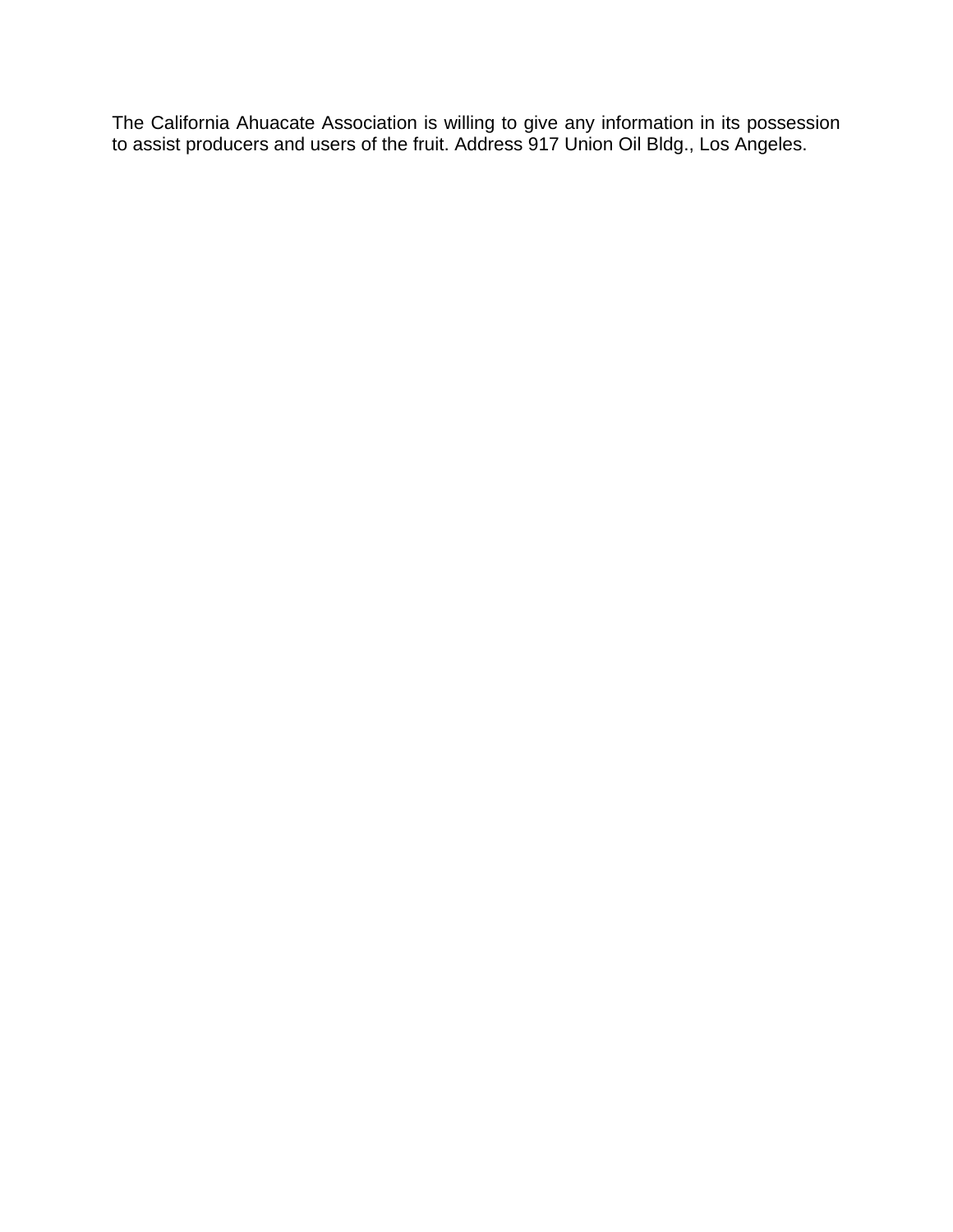The California Ahuacate Association is willing to give any information in its possession to assist producers and users of the fruit. Address 917 Union Oil Bldg., Los Angeles.